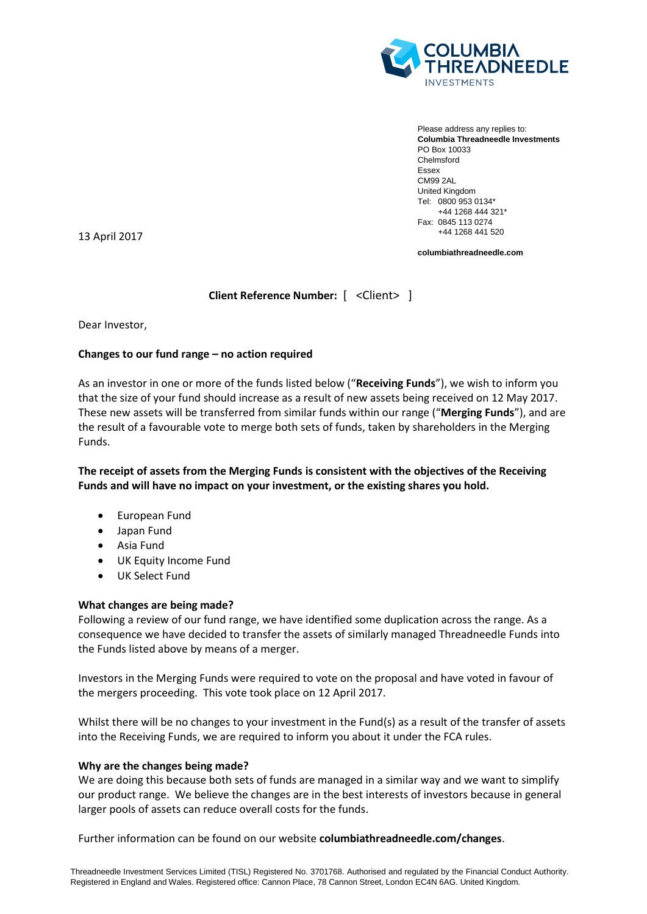COLUMBIA THREADNEEDLE INVESTMENTS

Please address any replies to:
**Columbia Threadneedle Investments**
PO Box 10033
Chelmsford
Essex
CM99 2AL
United Kingdom
Tel: 0800 953 0134*
+44 1268 444 321*
Fax: 0845 113 0274
+44 1268 441 520

**columbiathreadneedle.com**

13 April 2017

**Client Reference Number:** [ <Client> ]

Dear Investor,

**Changes to our fund range – no action required**

As an investor in one or more of the funds listed below ("**Receiving Funds**"), we wish to inform you that the size of your fund should increase as a result of new assets being received on 12 May 2017. These new assets will be transferred from similar funds within our range ("**Merging Funds**"), and are the result of a favourable vote to merge both sets of funds, taken by shareholders in the Merging Funds.

**The receipt of assets from the Merging Funds is consistent with the objectives of the Receiving Funds and will have no impact on your investment, or the existing shares you hold.**

- European Fund
- Japan Fund
- Asia Fund
- UK Equity Income Fund
- UK Select Fund

**What changes are being made?**
Following a review of our fund range, we have identified some duplication across the range. As a consequence we have decided to transfer the assets of similarly managed Threadneedle Funds into the Funds listed above by means of a merger.

Investors in the Merging Funds were required to vote on the proposal and have voted in favour of the mergers proceeding. This vote took place on 12 April 2017.

Whilst there will be no changes to your investment in the Fund(s) as a result of the transfer of assets into the Receiving Funds, we are required to inform you about it under the FCA rules.

**Why are the changes being made?**
We are doing this because both sets of funds are managed in a similar way and we want to simplify our product range. We believe the changes are in the best interests of investors because in general larger pools of assets can reduce overall costs for the funds.

Further information can be found on our website **columbiathreadneedle.com/changes**.

Threadneedle Investment Services Limited (TISL) Registered No. 3701768. Authorised and regulated by the Financial Conduct Authority. Registered in England and Wales. Registered office: Cannon Place, 78 Cannon Street, London EC4N 6AG. United Kingdom.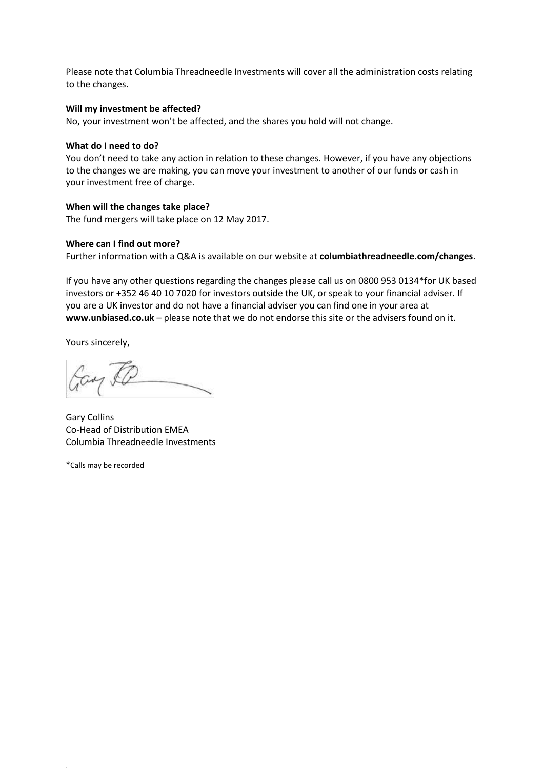Please note that Columbia Threadneedle Investments will cover all the administration costs relating to the changes.

**Will my investment be affected?**

No, your investment won't be affected, and the shares you hold will not change.

**What do I need to do?**

You don't need to take any action in relation to these changes. However, if you have any objections to the changes we are making, you can move your investment to another of our funds or cash in your investment free of charge.

**When will the changes take place?**

The fund mergers will take place on 12 May 2017.

**Where can I find out more?**

Further information with a Q&A is available on our website at **columbiathreadneedle.com/changes**.

If you have any other questions regarding the changes please call us on 0800 953 0134*for UK based investors or +352 46 40 10 7020 for investors outside the UK, or speak to your financial adviser. If you are a UK investor and do not have a financial adviser you can find one in your area at **www.unbiased.co.uk** – please note that we do not endorse this site or the advisers found on it.

Yours sincerely,

Gary Collins
Co-Head of Distribution EMEA
Columbia Threadneedle Investments

*Calls may be recorded